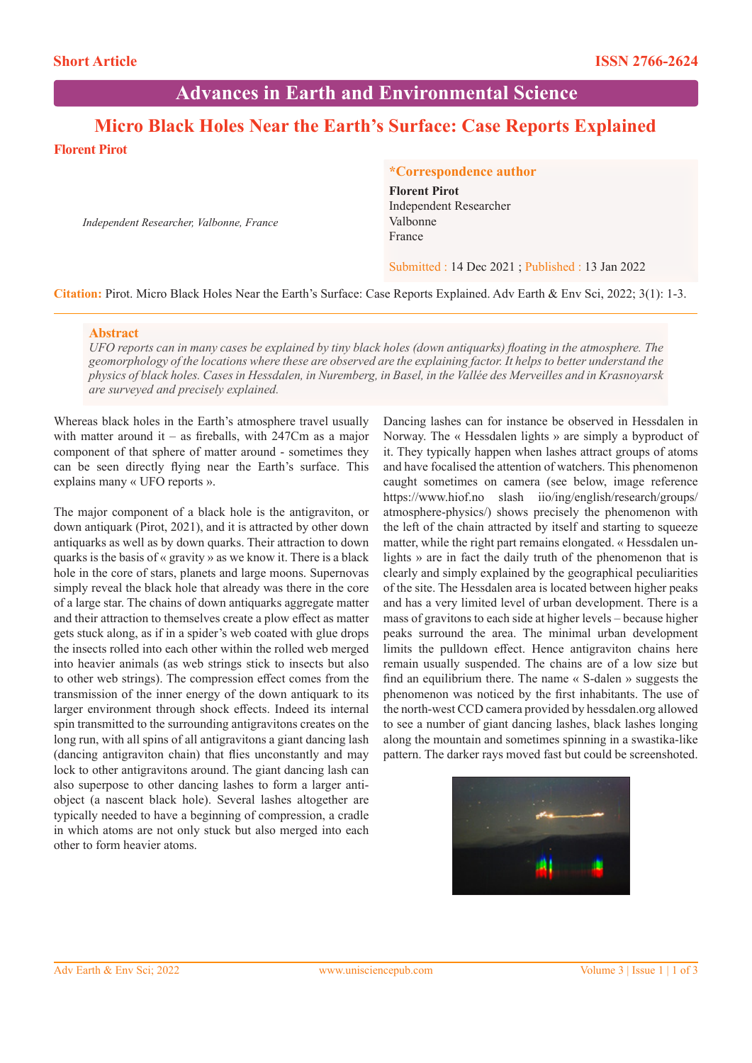Short Article

ISSN 2766-2624

# Advances in Earth and Environmental Science

## Micro Black Holes Near the Earth's Surface: Case Reports Explained

**Florent Pirot**

*Independent Researcher, Valbonne, France*

**\*Correspondence author**

**Florent Pirot**
Independent Researcher
Valbonne
France

Submitted : 14 Dec 2021 ; Published : 13 Jan 2022

**Citation:** Pirot. Micro Black Holes Near the Earth's Surface: Case Reports Explained. Adv Earth & Env Sci, 2022; 3(1): 1-3.

### Abstract

*UFO reports can in many cases be explained by tiny black holes (down antiquarks) floating in the atmosphere. The geomorphology of the locations where these are observed are the explaining factor. It helps to better understand the physics of black holes. Cases in Hessdalen, in Nuremberg, in Basel, in the Vallée des Merveilles and in Krasnoyarsk are surveyed and precisely explained.*

Whereas black holes in the Earth's atmosphere travel usually with matter around it – as fireballs, with 247Cm as a major component of that sphere of matter around - sometimes they can be seen directly flying near the Earth's surface. This explains many « UFO reports ».

The major component of a black hole is the antigraviton, or down antiquark (Pirot, 2021), and it is attracted by other down antiquarks as well as by down quarks. Their attraction to down quarks is the basis of « gravity » as we know it. There is a black hole in the core of stars, planets and large moons. Supernovas simply reveal the black hole that already was there in the core of a large star. The chains of down antiquarks aggregate matter and their attraction to themselves create a plow effect as matter gets stuck along, as if in a spider's web coated with glue drops the insects rolled into each other within the rolled web merged into heavier animals (as web strings stick to insects but also to other web strings). The compression effect comes from the transmission of the inner energy of the down antiquark to its larger environment through shock effects. Indeed its internal spin transmitted to the surrounding antigravitons creates on the long run, with all spins of all antigravitons a giant dancing lash (dancing antigraviton chain) that flies unconstantly and may lock to other antigravitons around. The giant dancing lash can also superpose to other dancing lashes to form a larger anti-object (a nascent black hole). Several lashes altogether are typically needed to have a beginning of compression, a cradle in which atoms are not only stuck but also merged into each other to form heavier atoms.

Dancing lashes can for instance be observed in Hessdalen in Norway. The « Hessdalen lights » are simply a byproduct of it. They typically happen when lashes attract groups of atoms and have focalised the attention of watchers. This phenomenon caught sometimes on camera (see below, image reference https://www.hiof.no slash iio/ing/english/research/groups/atmosphere-physics/) shows precisely the phenomenon with the left of the chain attracted by itself and starting to squeeze matter, while the right part remains elongated. « Hessdalen unlights » are in fact the daily truth of the phenomenon that is clearly and simply explained by the geographical peculiarities of the site. The Hessdalen area is located between higher peaks and has a very limited level of urban development. There is a mass of gravitons to each side at higher levels – because higher peaks surround the area. The minimal urban development limits the pulldown effect. Hence antigraviton chains here remain usually suspended. The chains are of a low size but find an equilibrium there. The name « S-dalen » suggests the phenomenon was noticed by the first inhabitants. The use of the north-west CCD camera provided by hessdalen.org allowed to see a number of giant dancing lashes, black lashes longing along the mountain and sometimes spinning in a swastika-like pattern. The darker rays moved fast but could be screenshoted.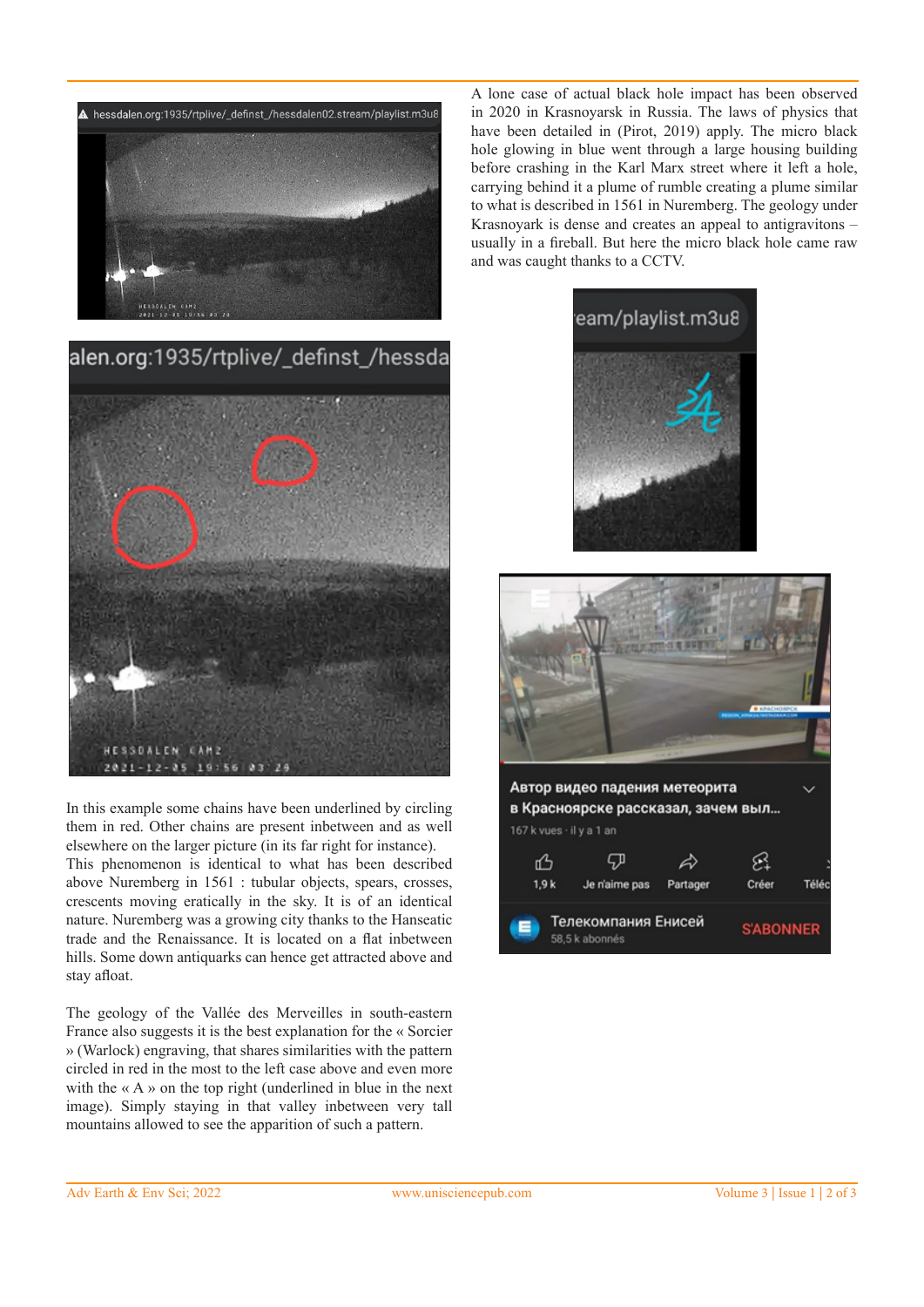In this example some chains have been underlined by circling them in red. Other chains are present inbetween and as well elsewhere on the larger picture (in its far right for instance). This phenomenon is identical to what has been described above Nuremberg in 1561 : tubular objects, spears, crosses, crescents moving eratically in the sky. It is of an identical nature. Nuremberg was a growing city thanks to the Hanseatic trade and the Renaissance. It is located on a flat inbetween hills. Some down antiquarks can hence get attracted above and stay afloat.

The geology of the Vallée des Merveilles in south-eastern France also suggests it is the best explanation for the « Sorcier » (Warlock) engraving, that shares similarities with the pattern circled in red in the most to the left case above and even more with the « A » on the top right (underlined in blue in the next image). Simply staying in that valley inbetween very tall mountains allowed to see the apparition of such a pattern.

A lone case of actual black hole impact has been observed in 2020 in Krasnoyarsk in Russia. The laws of physics that have been detailed in (Pirot, 2019) apply. The micro black hole glowing in blue went through a large housing building before crashing in the Karl Marx street where it left a hole, carrying behind it a plume of rumble creating a plume similar to what is described in 1561 in Nuremberg. The geology under Krasnoyark is dense and creates an appeal to antigravitons – usually in a fireball. But here the micro black hole came raw and was caught thanks to a CCTV.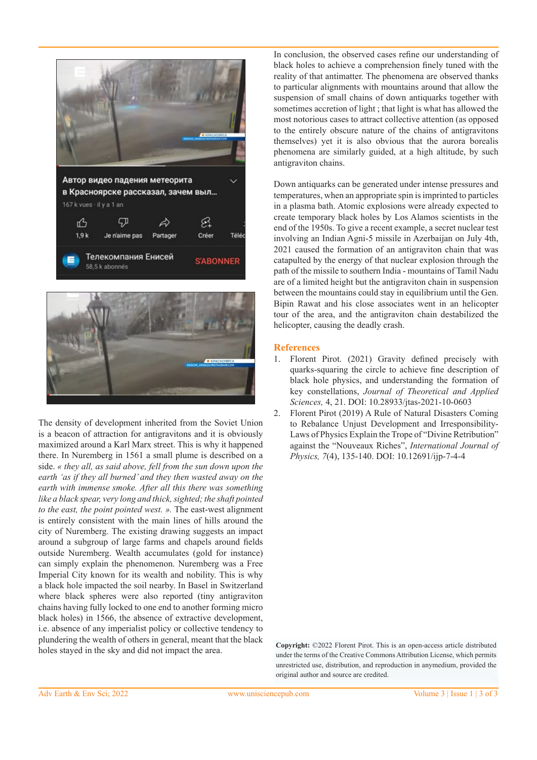The density of development inherited from the Soviet Union is a beacon of attraction for antigravitons and it is obviously maximized around a Karl Marx street. This is why it happened there. In Nuremberg in 1561 a small plume is described on a side. *« they all, as said above, fell from the sun down upon the earth 'as if they all burned' and they then wasted away on the earth with immense smoke. After all this there was something like a black spear, very long and thick, sighted; the shaft pointed to the east, the point pointed west. ».* The east-west alignment is entirely consistent with the main lines of hills around the city of Nuremberg. The existing drawing suggests an impact around a subgroup of large farms and chapels around fields outside Nuremberg. Wealth accumulates (gold for instance) can simply explain the phenomenon. Nuremberg was a Free Imperial City known for its wealth and nobility. This is why a black hole impacted the soil nearby. In Basel in Switzerland where black spheres were also reported (tiny antigraviton chains having fully locked to one end to another forming micro black holes) in 1566, the absence of extractive development, i.e. absence of any imperialist policy or collective tendency to plundering the wealth of others in general, meant that the black holes stayed in the sky and did not impact the area.

In conclusion, the observed cases refine our understanding of black holes to achieve a comprehension finely tuned with the reality of that antimatter. The phenomena are observed thanks to particular alignments with mountains around that allow the suspension of small chains of down antiquarks together with sometimes accretion of light ; that light is what has allowed the most notorious cases to attract collective attention (as opposed to the entirely obscure nature of the chains of antigravitons themselves) yet it is also obvious that the aurora borealis phenomena are similarly guided, at a high altitude, by such antigraviton chains.

Down antiquarks can be generated under intense pressures and temperatures, when an appropriate spin is imprinted to particles in a plasma bath. Atomic explosions were already expected to create temporary black holes by Los Alamos scientists in the end of the 1950s. To give a recent example, a secret nuclear test involving an Indian Agni-5 missile in Azerbaijan on July 4th, 2021 caused the formation of an antigraviton chain that was catapulted by the energy of that nuclear explosion through the path of the missile to southern India - mountains of Tamil Nadu are of a limited height but the antigraviton chain in suspension between the mountains could stay in equilibrium until the Gen. Bipin Rawat and his close associates went in an helicopter tour of the area, and the antigraviton chain destabilized the helicopter, causing the deadly crash.

## References

1. Florent Pirot. (2021) Gravity defined precisely with quarks-squaring the circle to achieve fine description of black hole physics, and understanding the formation of key constellations, *Journal of Theoretical and Applied Sciences,* 4, 21. DOI: 10.28933/jtas-2021-10-0603
2. Florent Pirot (2019) A Rule of Natural Disasters Coming to Rebalance Unjust Development and Irresponsibility-Laws of Physics Explain the Trope of "Divine Retribution" against the "Nouveaux Riches", *International Journal of Physics, 7*(4), 135-140. DOI: 10.12691/ijp-7-4-4

**Copyright:** ©2022 Florent Pirot. This is an open-access article distributed under the terms of the Creative Commons Attribution License, which permits unrestricted use, distribution, and reproduction in anymedium, provided the original author and source are credited.